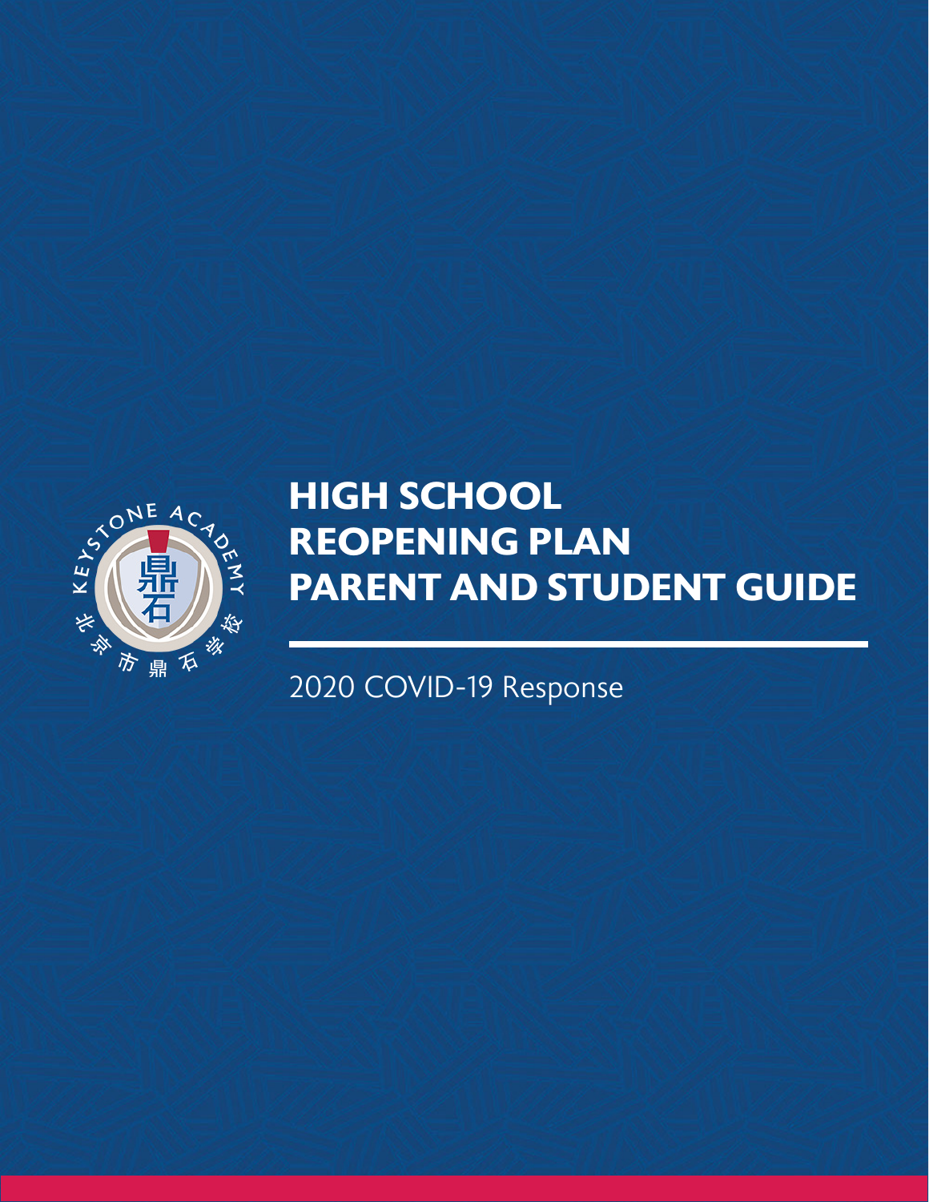# HIGH SCHOOL REOPENING PLAN PARENT AND STUDENT GUIDE

2020 COVID-19 Response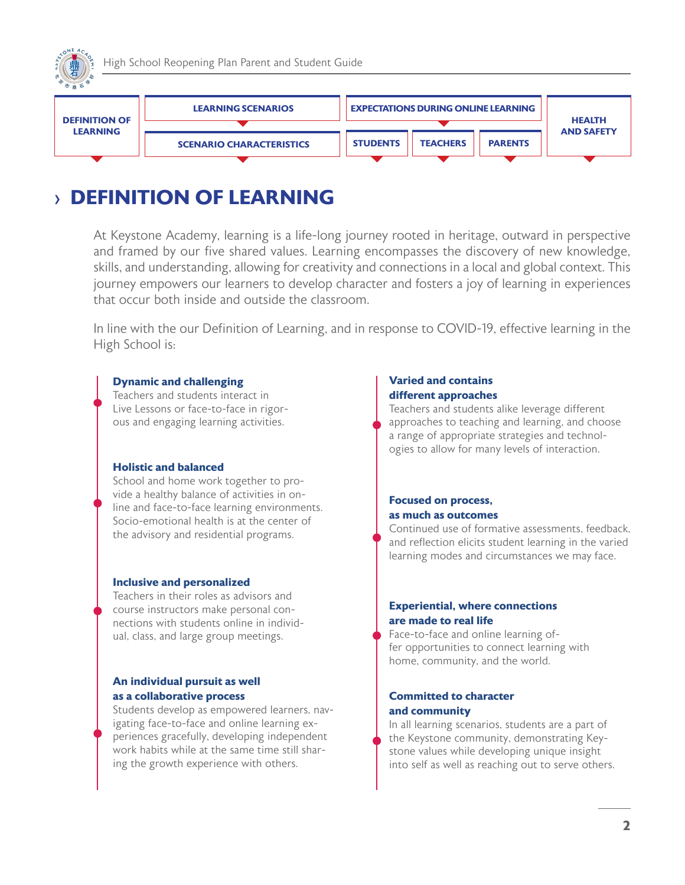DEFINITION OF LEARNING | LEARNING SCENARIOS | SCENARIO CHARACTERISTICS | EXPECTATIONS DURING ONLINE LEARNING | STUDENTS | TEACHERS | PARENTS | HEALTH AND SAFETY

# › DEFINITION OF LEARNING

At Keystone Academy, learning is a life-long journey rooted in heritage, outward in perspective and framed by our five shared values. Learning encompasses the discovery of new knowledge, skills, and understanding, allowing for creativity and connections in a local and global context. This journey empowers our learners to develop character and fosters a joy of learning in experiences that occur both inside and outside the classroom.

In line with the our Definition of Learning, and in response to COVID-19, effective learning in the High School is:

**Dynamic and challenging**
Teachers and students interact in Live Lessons or face-to-face in rigorous and engaging learning activities.

**Holistic and balanced**
School and home work together to provide a healthy balance of activities in online and face-to-face learning environments. Socio-emotional health is at the center of the advisory and residential programs.

**Inclusive and personalized**
Teachers in their roles as advisors and course instructors make personal connections with students online in individual, class, and large group meetings.

**An individual pursuit as well as a collaborative process**
Students develop as empowered learners, navigating face-to-face and online learning experiences gracefully, developing independent work habits while at the same time still sharing the growth experience with others.

**Varied and contains different approaches**
Teachers and students alike leverage different approaches to teaching and learning, and choose a range of appropriate strategies and technologies to allow for many levels of interaction.

**Focused on process, as much as outcomes**
Continued use of formative assessments, feedback, and reflection elicits student learning in the varied learning modes and circumstances we may face.

**Experiential, where connections are made to real life**
Face-to-face and online learning offer opportunities to connect learning with home, community, and the world.

**Committed to character and community**
In all learning scenarios, students are a part of the Keystone community, demonstrating Keystone values while developing unique insight into self as well as reaching out to serve others.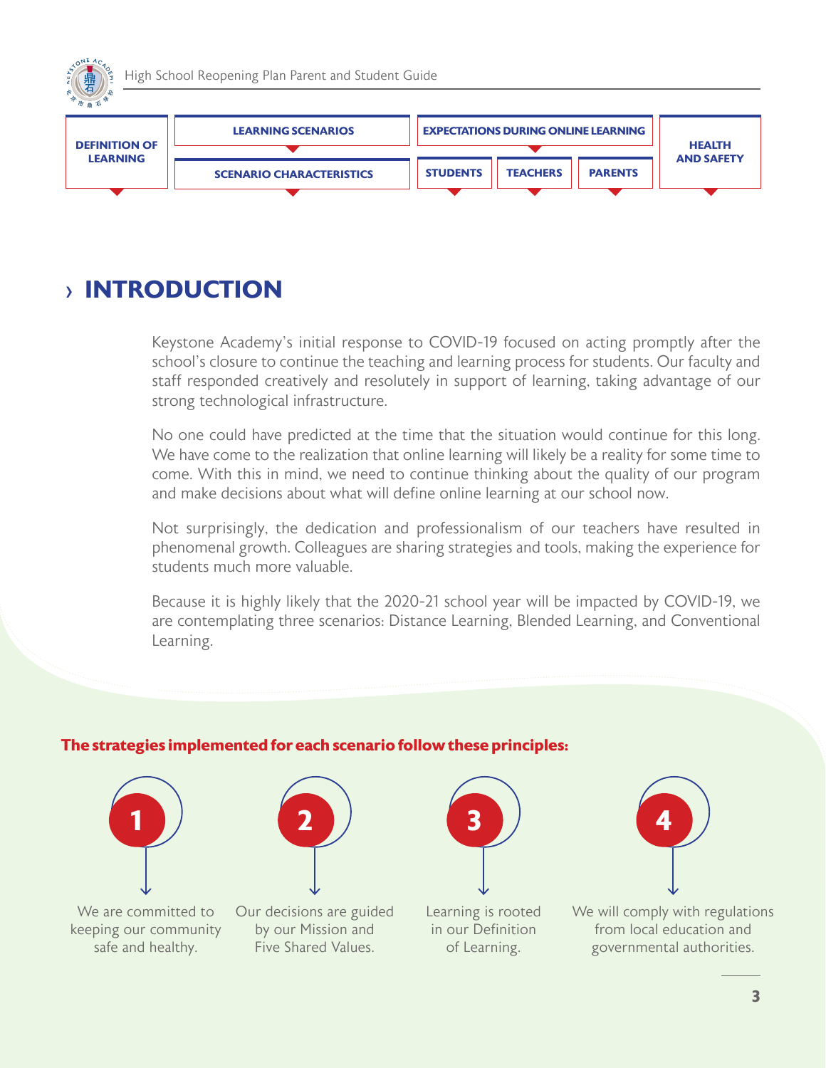# INTRODUCTION

Keystone Academy's initial response to COVID-19 focused on acting promptly after the school's closure to continue the teaching and learning process for students. Our faculty and staff responded creatively and resolutely in support of learning, taking advantage of our strong technological infrastructure.

No one could have predicted at the time that the situation would continue for this long. We have come to the realization that online learning will likely be a reality for some time to come. With this in mind, we need to continue thinking about the quality of our program and make decisions about what will define online learning at our school now.

Not surprisingly, the dedication and professionalism of our teachers have resulted in phenomenal growth. Colleagues are sharing strategies and tools, making the experience for students much more valuable.

Because it is highly likely that the 2020-21 school year will be impacted by COVID-19, we are contemplating three scenarios: Distance Learning, Blended Learning, and Conventional Learning.

**The strategies implemented for each scenario follow these principles:**

1. We are committed to keeping our community safe and healthy.
2. Our decisions are guided by our Mission and Five Shared Values.
3. Learning is rooted in our Definition of Learning.
4. We will comply with regulations from local education and governmental authorities.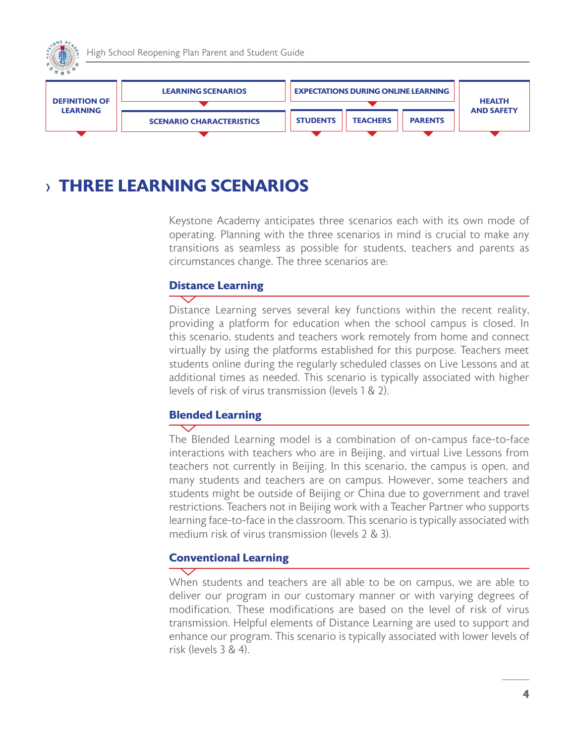# › THREE LEARNING SCENARIOS

Keystone Academy anticipates three scenarios each with its own mode of operating. Planning with the three scenarios in mind is crucial to make any transitions as seamless as possible for students, teachers and parents as circumstances change. The three scenarios are:

### Distance Learning

Distance Learning serves several key functions within the recent reality, providing a platform for education when the school campus is closed. In this scenario, students and teachers work remotely from home and connect virtually by using the platforms established for this purpose. Teachers meet students online during the regularly scheduled classes on Live Lessons and at additional times as needed. This scenario is typically associated with higher levels of risk of virus transmission (levels 1 & 2).

### Blended Learning

The Blended Learning model is a combination of on-campus face-to-face interactions with teachers who are in Beijing, and virtual Live Lessons from teachers not currently in Beijing. In this scenario, the campus is open, and many students and teachers are on campus. However, some teachers and students might be outside of Beijing or China due to government and travel restrictions. Teachers not in Beijing work with a Teacher Partner who supports learning face-to-face in the classroom. This scenario is typically associated with medium risk of virus transmission (levels 2 & 3).

### Conventional Learning

When students and teachers are all able to be on campus, we are able to deliver our program in our customary manner or with varying degrees of modification. These modifications are based on the level of risk of virus transmission. Helpful elements of Distance Learning are used to support and enhance our program. This scenario is typically associated with lower levels of risk (levels 3 & 4).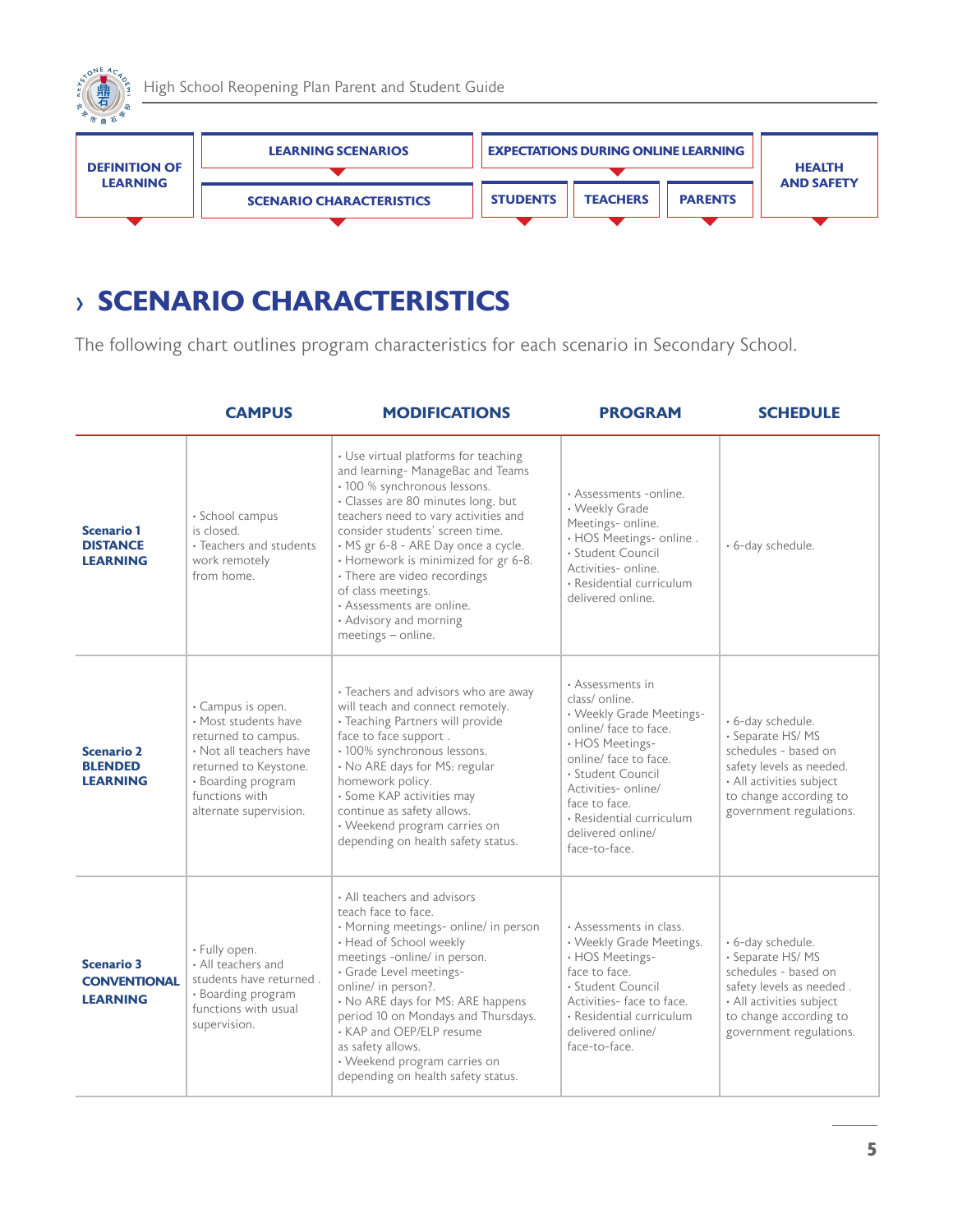| DEFINITION OF LEARNING | LEARNING SCENARIOS | EXPECTATIONS DURING ONLINE LEARNING | | | HEALTH AND SAFETY |
|---|---|---|---|---|---|
| | SCENARIO CHARACTERISTICS | STUDENTS | TEACHERS | PARENTS | |

# › SCENARIO CHARACTERISTICS

The following chart outlines program characteristics for each scenario in Secondary School.

| | CAMPUS | MODIFICATIONS | PROGRAM | SCHEDULE |
|---|---|---|---|---|
| **Scenario 1 DISTANCE LEARNING** | • School campus is closed.<br>• Teachers and students work remotely from home. | • Use virtual platforms for teaching and learning- ManageBac and Teams<br>• 100 % synchronous lessons.<br>• Classes are 80 minutes long, but teachers need to vary activities and consider students' screen time.<br>• MS gr 6-8 - ARE Day once a cycle.<br>• Homework is minimized for gr 6-8.<br>• There are video recordings of class meetings.<br>• Assessments are online.<br>• Advisory and morning meetings – online. | • Assessments -online.<br>• Weekly Grade Meetings- online.<br>• HOS Meetings- online .<br>• Student Council Activities- online.<br>• Residential curriculum delivered online. | • 6-day schedule. |
| **Scenario 2 BLENDED LEARNING** | • Campus is open.<br>• Most students have returned to campus.<br>• Not all teachers have returned to Keystone.<br>• Boarding program functions with alternate supervision. | • Teachers and advisors who are away will teach and connect remotely.<br>• Teaching Partners will provide face to face support .<br>• 100% synchronous lessons.<br>• No ARE days for MS; regular homework policy.<br>• Some KAP activities may continue as safety allows.<br>• Weekend program carries on depending on health safety status. | • Assessments in class/ online.<br>• Weekly Grade Meetings- online/ face to face.<br>• HOS Meetings- online/ face to face.<br>• Student Council Activities- online/ face to face.<br>• Residential curriculum delivered online/ face-to-face. | • 6-day schedule.<br>• Separate HS/ MS schedules - based on safety levels as needed.<br>• All activities subject to change according to government regulations. |
| **Scenario 3 CONVENTIONAL LEARNING** | • Fully open.<br>• All teachers and students have returned .<br>• Boarding program functions with usual supervision. | • All teachers and advisors teach face to face.<br>• Morning meetings- online/ in person<br>• Head of School weekly meetings -online/ in person.<br>• Grade Level meetings- online/ in person?.<br>• No ARE days for MS; ARE happens period 10 on Mondays and Thursdays.<br>• KAP and OEP/ELP resume as safety allows.<br>• Weekend program carries on depending on health safety status. | • Assessments in class.<br>• Weekly Grade Meetings.<br>• HOS Meetings- face to face.<br>• Student Council Activities- face to face.<br>• Residential curriculum delivered online/ face-to-face. | • 6-day schedule.<br>• Separate HS/ MS schedules - based on safety levels as needed .<br>• All activities subject to change according to government regulations. |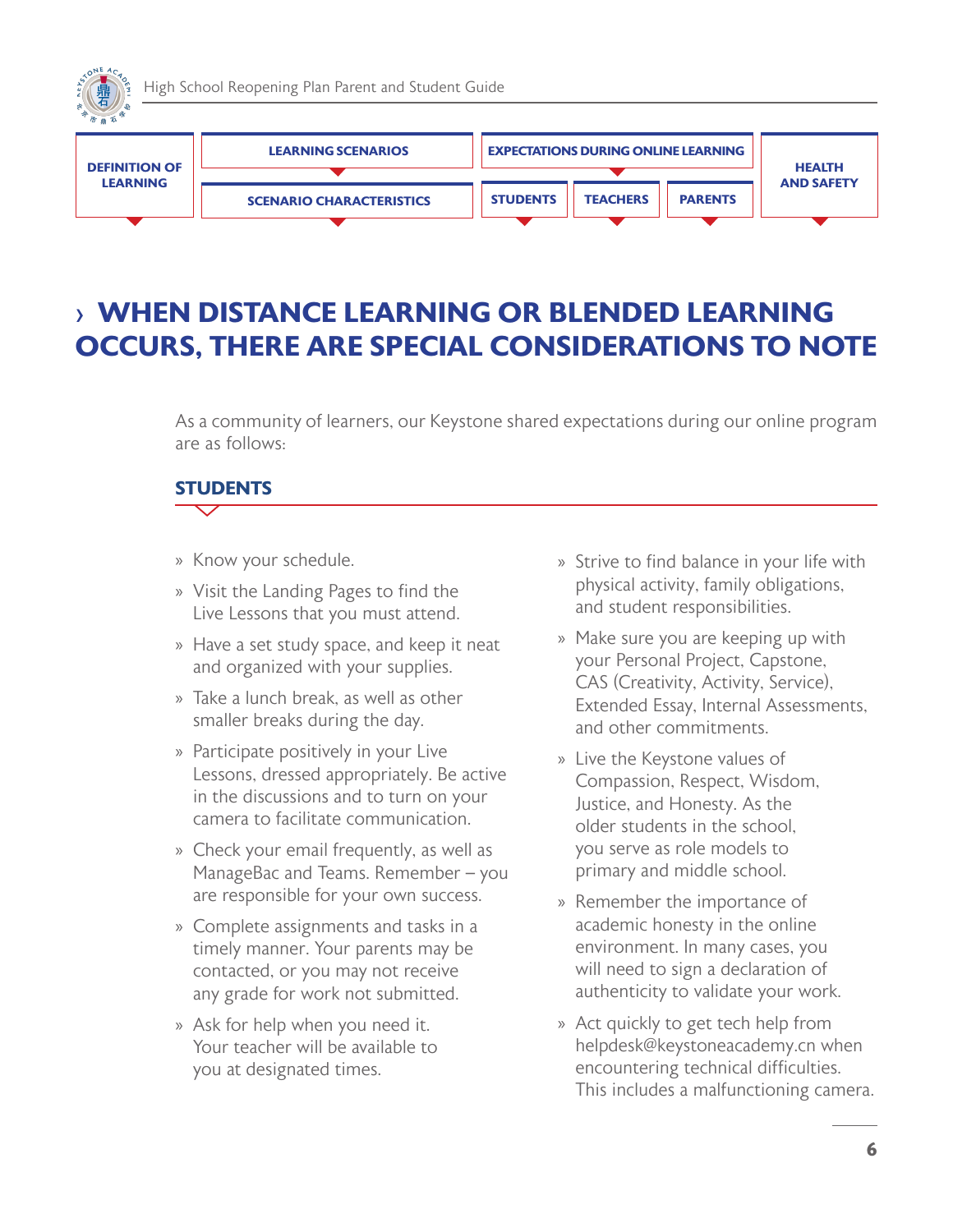## › WHEN DISTANCE LEARNING OR BLENDED LEARNING OCCURS, THERE ARE SPECIAL CONSIDERATIONS TO NOTE

As a community of learners, our Keystone shared expectations during our online program are as follows:

### STUDENTS

- Know your schedule.
- Visit the Landing Pages to find the Live Lessons that you must attend.
- Have a set study space, and keep it neat and organized with your supplies.
- Take a lunch break, as well as other smaller breaks during the day.
- Participate positively in your Live Lessons, dressed appropriately. Be active in the discussions and to turn on your camera to facilitate communication.
- Check your email frequently, as well as ManageBac and Teams. Remember – you are responsible for your own success.
- Complete assignments and tasks in a timely manner. Your parents may be contacted, or you may not receive any grade for work not submitted.
- Ask for help when you need it. Your teacher will be available to you at designated times.
- Strive to find balance in your life with physical activity, family obligations, and student responsibilities.
- Make sure you are keeping up with your Personal Project, Capstone, CAS (Creativity, Activity, Service), Extended Essay, Internal Assessments, and other commitments.
- Live the Keystone values of Compassion, Respect, Wisdom, Justice, and Honesty. As the older students in the school, you serve as role models to primary and middle school.
- Remember the importance of academic honesty in the online environment. In many cases, you will need to sign a declaration of authenticity to validate your work.
- Act quickly to get tech help from helpdesk@keystoneacademy.cn when encountering technical difficulties. This includes a malfunctioning camera.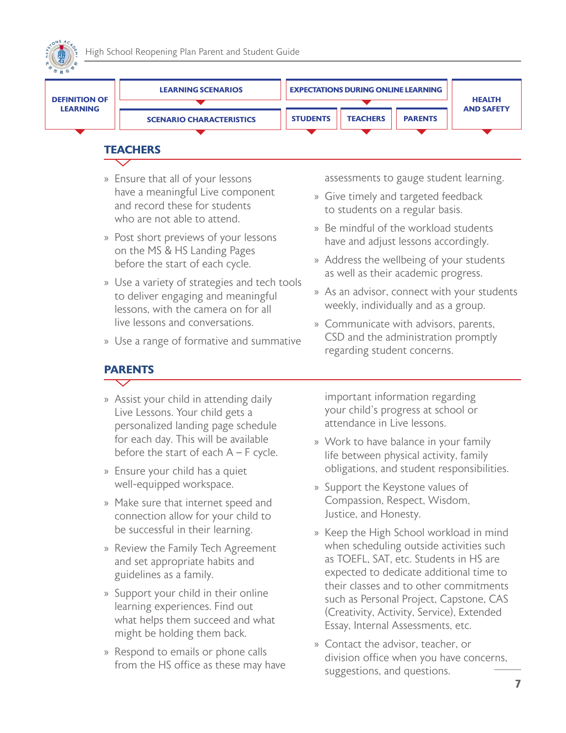## TEACHERS

- Ensure that all of your lessons have a meaningful Live component and record these for students who are not able to attend.
- Post short previews of your lessons on the MS & HS Landing Pages before the start of each cycle.
- Use a variety of strategies and tech tools to deliver engaging and meaningful lessons, with the camera on for all live lessons and conversations.
- Use a range of formative and summative assessments to gauge student learning.
- Give timely and targeted feedback to students on a regular basis.
- Be mindful of the workload students have and adjust lessons accordingly.
- Address the wellbeing of your students as well as their academic progress.
- As an advisor, connect with your students weekly, individually and as a group.
- Communicate with advisors, parents, CSD and the administration promptly regarding student concerns.

## PARENTS

- Assist your child in attending daily Live Lessons. Your child gets a personalized landing page schedule for each day. This will be available before the start of each A – F cycle.
- Ensure your child has a quiet well-equipped workspace.
- Make sure that internet speed and connection allow for your child to be successful in their learning.
- Review the Family Tech Agreement and set appropriate habits and guidelines as a family.
- Support your child in their online learning experiences. Find out what helps them succeed and what might be holding them back.
- Respond to emails or phone calls from the HS office as these may have important information regarding your child's progress at school or attendance in Live lessons.
- Work to have balance in your family life between physical activity, family obligations, and student responsibilities.
- Support the Keystone values of Compassion, Respect, Wisdom, Justice, and Honesty.
- Keep the High School workload in mind when scheduling outside activities such as TOEFL, SAT, etc. Students in HS are expected to dedicate additional time to their classes and to other commitments such as Personal Project, Capstone, CAS (Creativity, Activity, Service), Extended Essay, Internal Assessments, etc.
- Contact the advisor, teacher, or division office when you have concerns, suggestions, and questions.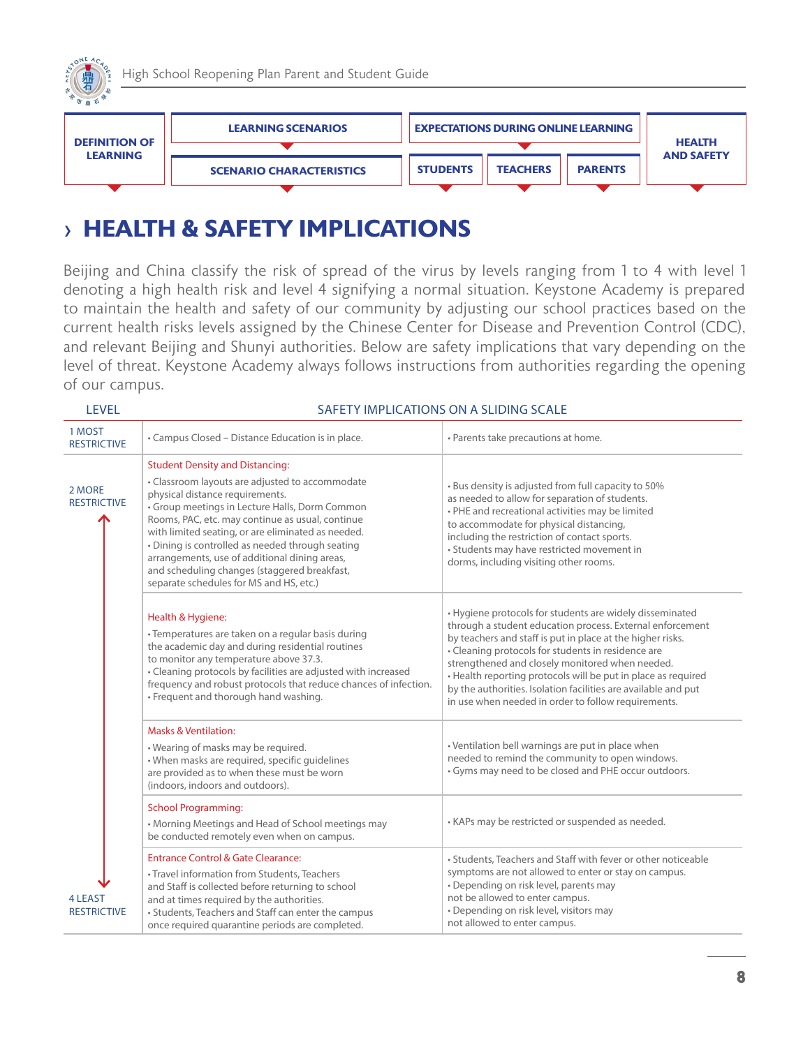| DEFINITION OF LEARNING | LEARNING SCENARIOS | EXPECTATIONS DURING ONLINE LEARNING | | | HEALTH AND SAFETY |
| --- | --- | --- | --- | --- | --- |
| | SCENARIO CHARACTERISTICS | STUDENTS | TEACHERS | PARENTS | |

# › HEALTH & SAFETY IMPLICATIONS

Beijing and China classify the risk of spread of the virus by levels ranging from 1 to 4 with level 1 denoting a high health risk and level 4 signifying a normal situation. Keystone Academy is prepared to maintain the health and safety of our community by adjusting our school practices based on the current health risks levels assigned by the Chinese Center for Disease and Prevention Control (CDC), and relevant Beijing and Shunyi authorities. Below are safety implications that vary depending on the level of threat. Keystone Academy always follows instructions from authorities regarding the opening of our campus.

| LEVEL | SAFETY IMPLICATIONS ON A SLIDING SCALE | |
| --- | --- | --- |
| 1 MOST RESTRICTIVE | • Campus Closed – Distance Education is in place. | • Parents take precautions at home. |
| 2 MORE RESTRICTIVE | Student Density and Distancing:<br>• Classroom layouts are adjusted to accommodate physical distance requirements.<br>• Group meetings in Lecture Halls, Dorm Common Rooms, PAC, etc. may continue as usual, continue with limited seating, or are eliminated as needed.<br>• Dining is controlled as needed through seating arrangements, use of additional dining areas, and scheduling changes (staggered breakfast, separate schedules for MS and HS, etc.) | • Bus density is adjusted from full capacity to 50% as needed to allow for separation of students.<br>• PHE and recreational activities may be limited to accommodate for physical distancing, including the restriction of contact sports.<br>• Students may have restricted movement in dorms, including visiting other rooms. |
| | Health & Hygiene:<br>• Temperatures are taken on a regular basis during the academic day and during residential routines to monitor any temperature above 37.3.<br>• Cleaning protocols by facilities are adjusted with increased frequency and robust protocols that reduce chances of infection.<br>• Frequent and thorough hand washing. | • Hygiene protocols for students are widely disseminated through a student education process. External enforcement by teachers and staff is put in place at the higher risks.<br>• Cleaning protocols for students in residence are strengthened and closely monitored when needed.<br>• Health reporting protocols will be put in place as required by the authorities. Isolation facilities are available and put in use when needed in order to follow requirements. |
| | Masks & Ventilation:<br>• Wearing of masks may be required.<br>• When masks are required, specific guidelines are provided as to when these must be worn (indoors, indoors and outdoors). | • Ventilation bell warnings are put in place when needed to remind the community to open windows.<br>• Gyms may need to be closed and PHE occur outdoors. |
| | School Programming:<br>• Morning Meetings and Head of School meetings may be conducted remotely even when on campus. | • KAPs may be restricted or suspended as needed. |
| 4 LEAST RESTRICTIVE | Entrance Control & Gate Clearance:<br>• Travel information from Students, Teachers and Staff is collected before returning to school and at times required by the authorities.<br>• Students, Teachers and Staff can enter the campus once required quarantine periods are completed. | • Students, Teachers and Staff with fever or other noticeable symptoms are not allowed to enter or stay on campus.<br>• Depending on risk level, parents may not be allowed to enter campus.<br>• Depending on risk level, visitors may not allowed to enter campus. |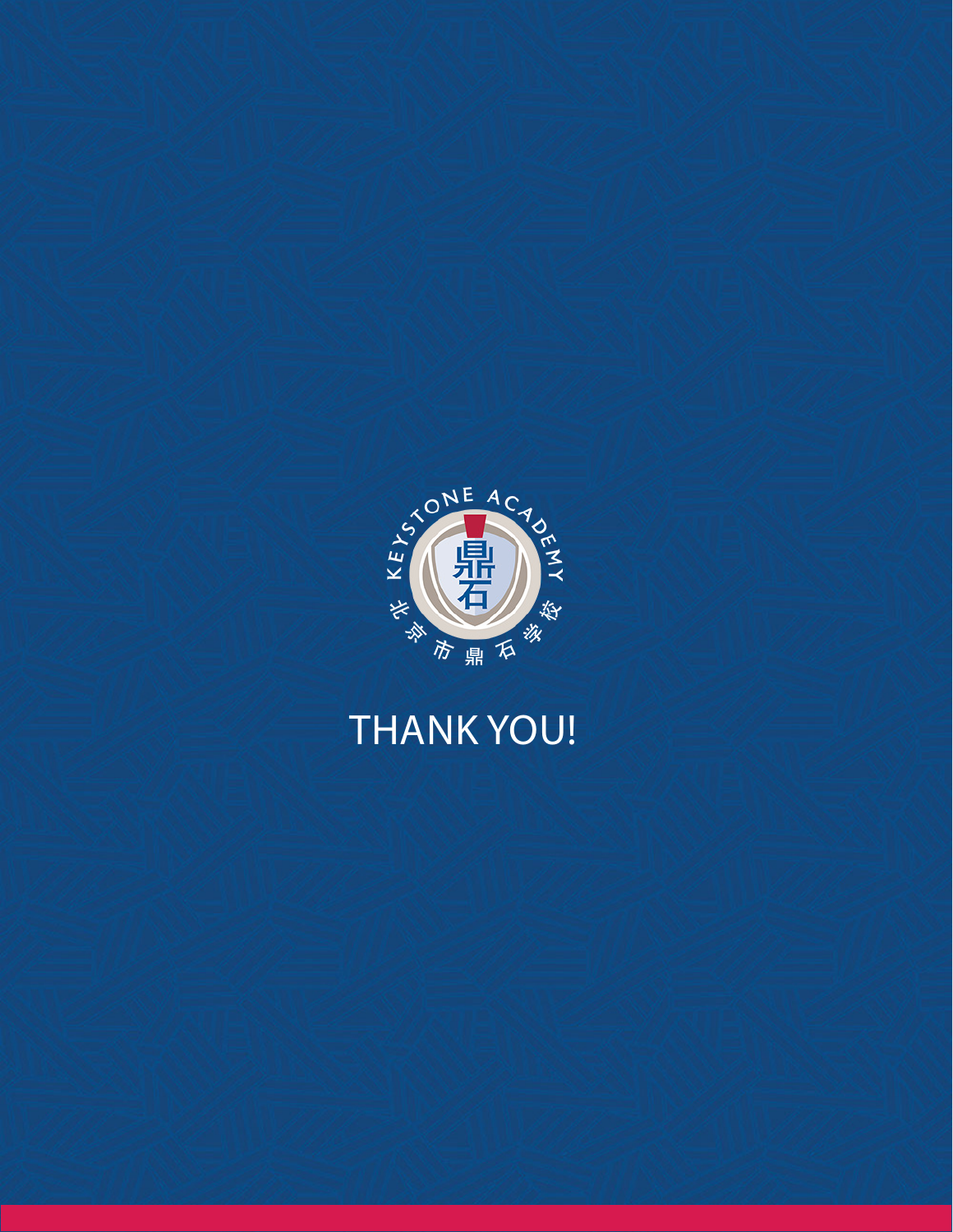KEYSTONE ACADEMY

北京市鼎石学校

THANK YOU!